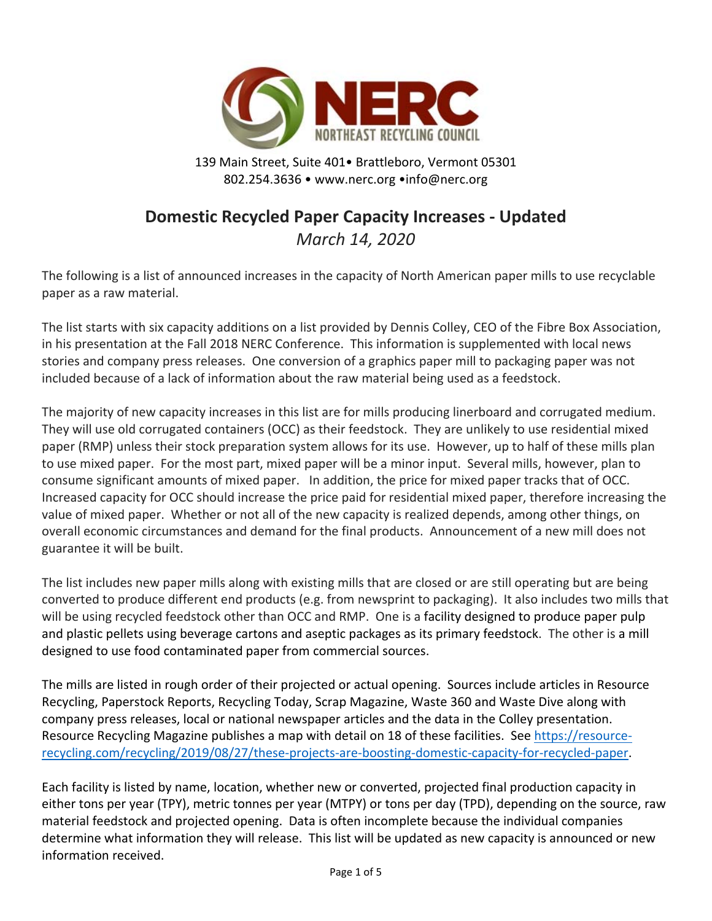**NERC**
NORTHEAST RECYCLING COUNCIL

139 Main Street, Suite 401• Brattleboro, Vermont 05301
802.254.3636 • www.nerc.org •info@nerc.org

# Domestic Recycled Paper Capacity Increases - Updated

*March 14, 2020*

The following is a list of announced increases in the capacity of North American paper mills to use recyclable paper as a raw material.

The list starts with six capacity additions on a list provided by Dennis Colley, CEO of the Fibre Box Association, in his presentation at the Fall 2018 NERC Conference. This information is supplemented with local news stories and company press releases. One conversion of a graphics paper mill to packaging paper was not included because of a lack of information about the raw material being used as a feedstock.

The majority of new capacity increases in this list are for mills producing linerboard and corrugated medium. They will use old corrugated containers (OCC) as their feedstock. They are unlikely to use residential mixed paper (RMP) unless their stock preparation system allows for its use. However, up to half of these mills plan to use mixed paper. For the most part, mixed paper will be a minor input. Several mills, however, plan to consume significant amounts of mixed paper. In addition, the price for mixed paper tracks that of OCC. Increased capacity for OCC should increase the price paid for residential mixed paper, therefore increasing the value of mixed paper. Whether or not all of the new capacity is realized depends, among other things, on overall economic circumstances and demand for the final products. Announcement of a new mill does not guarantee it will be built.

The list includes new paper mills along with existing mills that are closed or are still operating but are being converted to produce different end products (e.g. from newsprint to packaging). It also includes two mills that will be using recycled feedstock other than OCC and RMP. One is a facility designed to produce paper pulp and plastic pellets using beverage cartons and aseptic packages as its primary feedstock. The other is a mill designed to use food contaminated paper from commercial sources.

The mills are listed in rough order of their projected or actual opening. Sources include articles in Resource Recycling, Paperstock Reports, Recycling Today, Scrap Magazine, Waste 360 and Waste Dive along with company press releases, local or national newspaper articles and the data in the Colley presentation. Resource Recycling Magazine publishes a map with detail on 18 of these facilities. See https://resource-recycling.com/recycling/2019/08/27/these-projects-are-boosting-domestic-capacity-for-recycled-paper.

Each facility is listed by name, location, whether new or converted, projected final production capacity in either tons per year (TPY), metric tonnes per year (MTPY) or tons per day (TPD), depending on the source, raw material feedstock and projected opening. Data is often incomplete because the individual companies determine what information they will release. This list will be updated as new capacity is announced or new information received.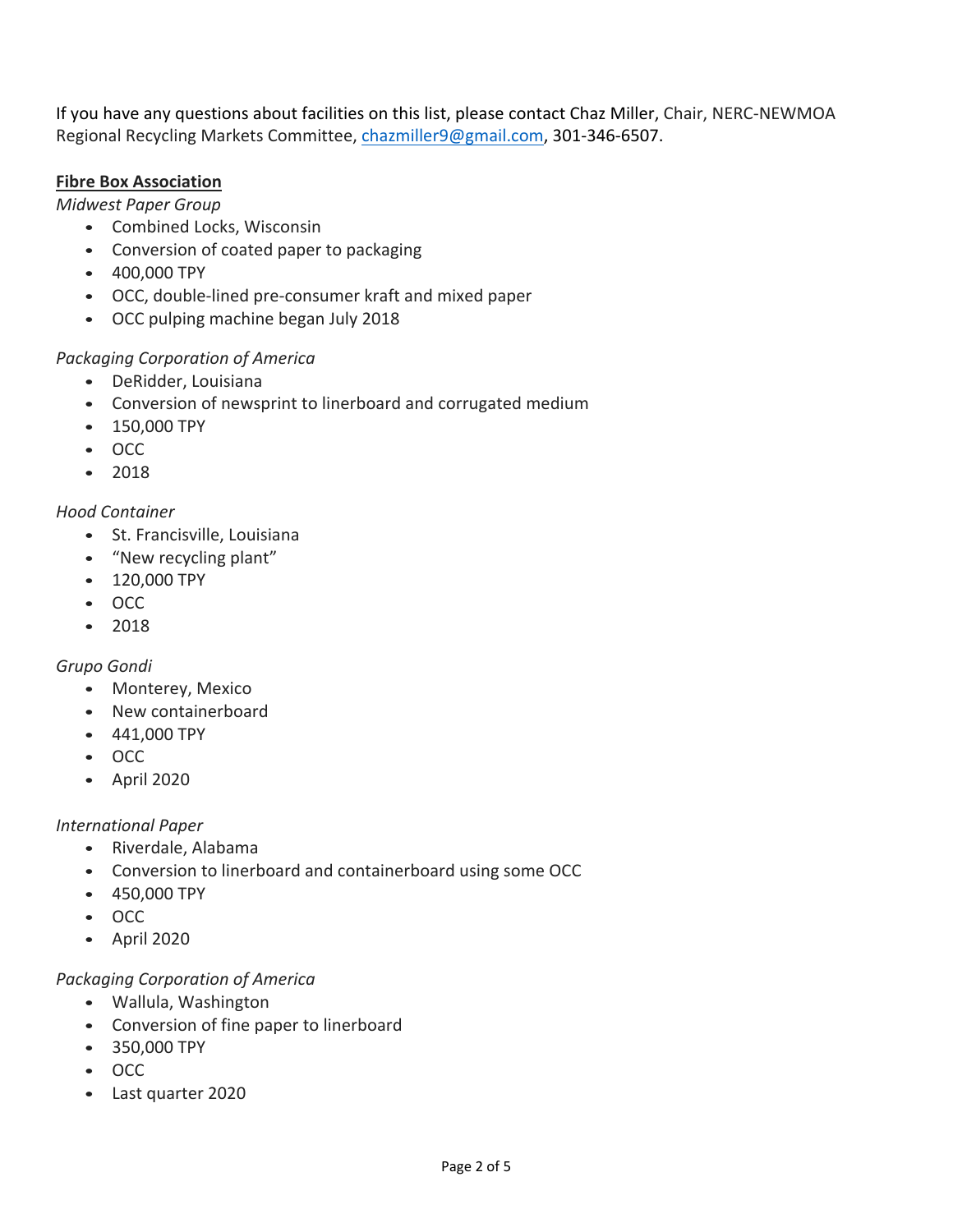If you have any questions about facilities on this list, please contact Chaz Miller, Chair, NERC-NEWMOA Regional Recycling Markets Committee, [chazmiller9@gmail.com](mailto:chazmiller9@gmail.com), 301-346-6507.

**Fibre Box Association**

*Midwest Paper Group*

- Combined Locks, Wisconsin
- Conversion of coated paper to packaging
- 400,000 TPY
- OCC, double-lined pre-consumer kraft and mixed paper
- OCC pulping machine began July 2018

*Packaging Corporation of America*

- DeRidder, Louisiana
- Conversion of newsprint to linerboard and corrugated medium
- 150,000 TPY
- OCC
- 2018

*Hood Container*

- St. Francisville, Louisiana
- "New recycling plant"
- 120,000 TPY
- OCC
- 2018

*Grupo Gondi*

- Monterey, Mexico
- New containerboard
- 441,000 TPY
- OCC
- April 2020

*International Paper*

- Riverdale, Alabama
- Conversion to linerboard and containerboard using some OCC
- 450,000 TPY
- OCC
- April 2020

*Packaging Corporation of America*

- Wallula, Washington
- Conversion of fine paper to linerboard
- 350,000 TPY
- OCC
- Last quarter 2020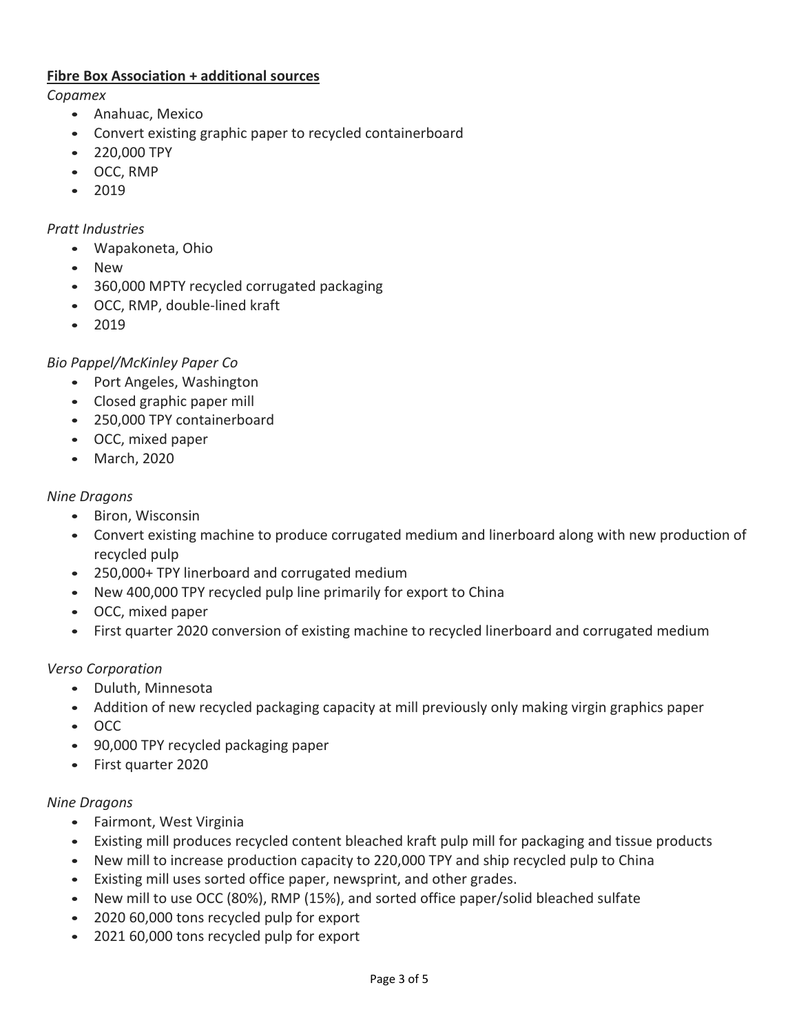**Fibre Box Association + additional sources**

*Copamex*

- Anahuac, Mexico
- Convert existing graphic paper to recycled containerboard
- 220,000 TPY
- OCC, RMP
- 2019

*Pratt Industries*

- Wapakoneta, Ohio
- New
- 360,000 MPTY recycled corrugated packaging
- OCC, RMP, double-lined kraft
- 2019

*Bio Pappel/McKinley Paper Co*

- Port Angeles, Washington
- Closed graphic paper mill
- 250,000 TPY containerboard
- OCC, mixed paper
- March, 2020

*Nine Dragons*

- Biron, Wisconsin
- Convert existing machine to produce corrugated medium and linerboard along with new production of recycled pulp
- 250,000+ TPY linerboard and corrugated medium
- New 400,000 TPY recycled pulp line primarily for export to China
- OCC, mixed paper
- First quarter 2020 conversion of existing machine to recycled linerboard and corrugated medium

*Verso Corporation*

- Duluth, Minnesota
- Addition of new recycled packaging capacity at mill previously only making virgin graphics paper
- OCC
- 90,000 TPY recycled packaging paper
- First quarter 2020

*Nine Dragons*

- Fairmont, West Virginia
- Existing mill produces recycled content bleached kraft pulp mill for packaging and tissue products
- New mill to increase production capacity to 220,000 TPY and ship recycled pulp to China
- Existing mill uses sorted office paper, newsprint, and other grades.
- New mill to use OCC (80%), RMP (15%), and sorted office paper/solid bleached sulfate
- 2020 60,000 tons recycled pulp for export
- 2021 60,000 tons recycled pulp for export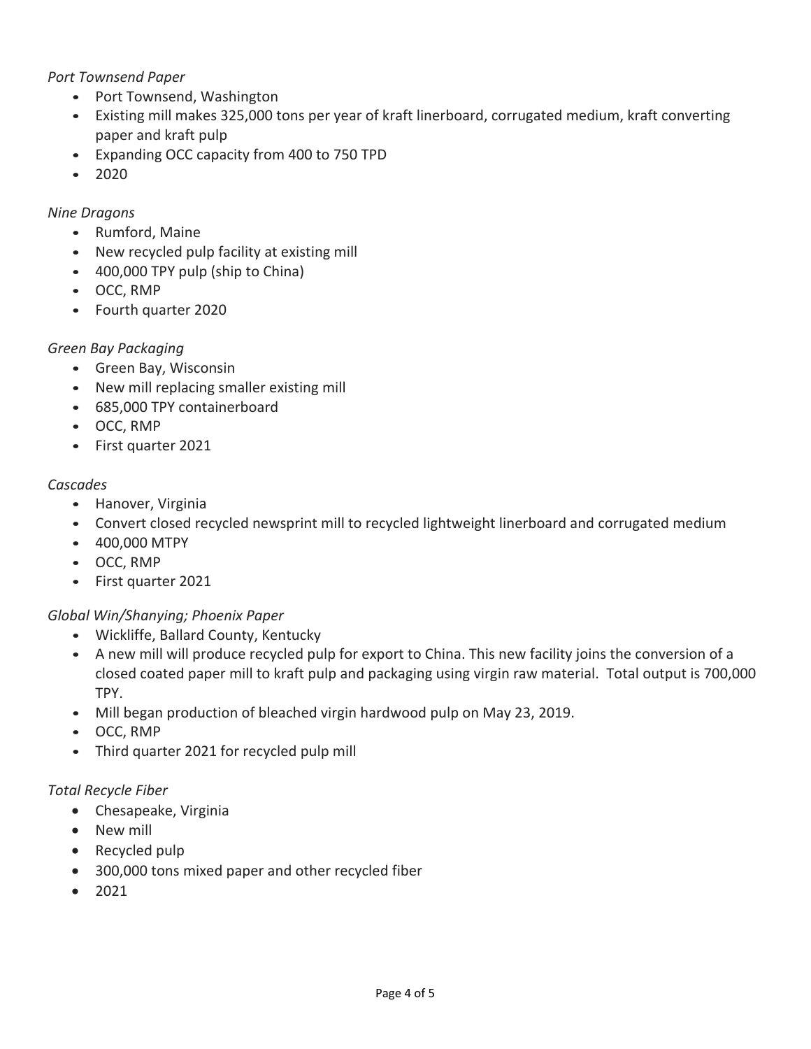*Port Townsend Paper*

- Port Townsend, Washington
- Existing mill makes 325,000 tons per year of kraft linerboard, corrugated medium, kraft converting paper and kraft pulp
- Expanding OCC capacity from 400 to 750 TPD
- 2020

*Nine Dragons*

- Rumford, Maine
- New recycled pulp facility at existing mill
- 400,000 TPY pulp (ship to China)
- OCC, RMP
- Fourth quarter 2020

*Green Bay Packaging*

- Green Bay, Wisconsin
- New mill replacing smaller existing mill
- 685,000 TPY containerboard
- OCC, RMP
- First quarter 2021

*Cascades*

- Hanover, Virginia
- Convert closed recycled newsprint mill to recycled lightweight linerboard and corrugated medium
- 400,000 MTPY
- OCC, RMP
- First quarter 2021

*Global Win/Shanying; Phoenix Paper*

- Wickliffe, Ballard County, Kentucky
- A new mill will produce recycled pulp for export to China. This new facility joins the conversion of a closed coated paper mill to kraft pulp and packaging using virgin raw material. Total output is 700,000 TPY.
- Mill began production of bleached virgin hardwood pulp on May 23, 2019.
- OCC, RMP
- Third quarter 2021 for recycled pulp mill

*Total Recycle Fiber*

- Chesapeake, Virginia
- New mill
- Recycled pulp
- 300,000 tons mixed paper and other recycled fiber
- 2021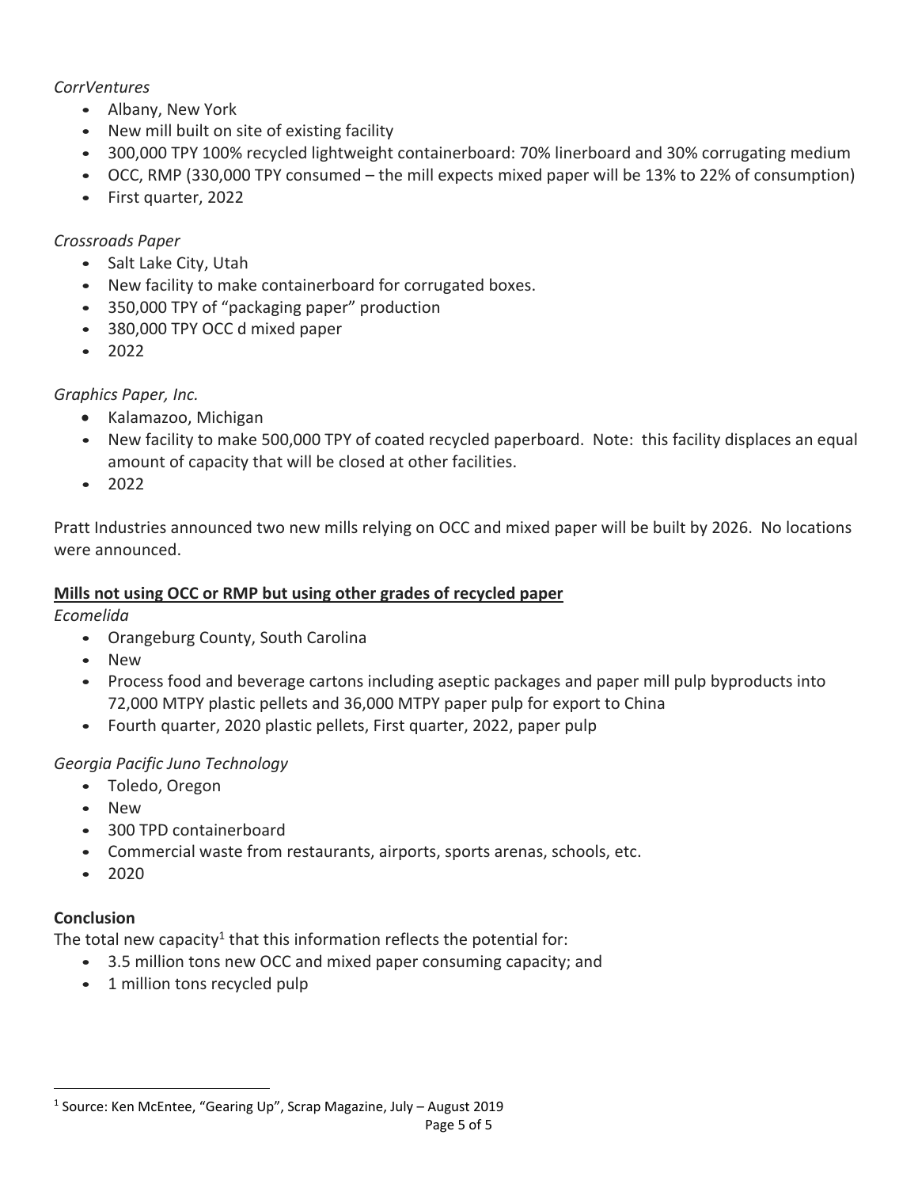*CorrVentures*

- Albany, New York
- New mill built on site of existing facility
- 300,000 TPY 100% recycled lightweight containerboard: 70% linerboard and 30% corrugating medium
- OCC, RMP (330,000 TPY consumed – the mill expects mixed paper will be 13% to 22% of consumption)
- First quarter, 2022

*Crossroads Paper*

- Salt Lake City, Utah
- New facility to make containerboard for corrugated boxes.
- 350,000 TPY of "packaging paper" production
- 380,000 TPY OCC d mixed paper
- 2022

*Graphics Paper, Inc.*

- Kalamazoo, Michigan
- New facility to make 500,000 TPY of coated recycled paperboard. Note: this facility displaces an equal amount of capacity that will be closed at other facilities.
- 2022

Pratt Industries announced two new mills relying on OCC and mixed paper will be built by 2026. No locations were announced.

**Mills not using OCC or RMP but using other grades of recycled paper**

*Ecomelida*

- Orangeburg County, South Carolina
- New
- Process food and beverage cartons including aseptic packages and paper mill pulp byproducts into 72,000 MTPY plastic pellets and 36,000 MTPY paper pulp for export to China
- Fourth quarter, 2020 plastic pellets, First quarter, 2022, paper pulp

*Georgia Pacific Juno Technology*

- Toledo, Oregon
- New
- 300 TPD containerboard
- Commercial waste from restaurants, airports, sports arenas, schools, etc.
- 2020

**Conclusion**

The total new capacity[1] that this information reflects the potential for:

- 3.5 million tons new OCC and mixed paper consuming capacity; and
- 1 million tons recycled pulp

[1] Source: Ken McEntee, "Gearing Up", Scrap Magazine, July – August 2019